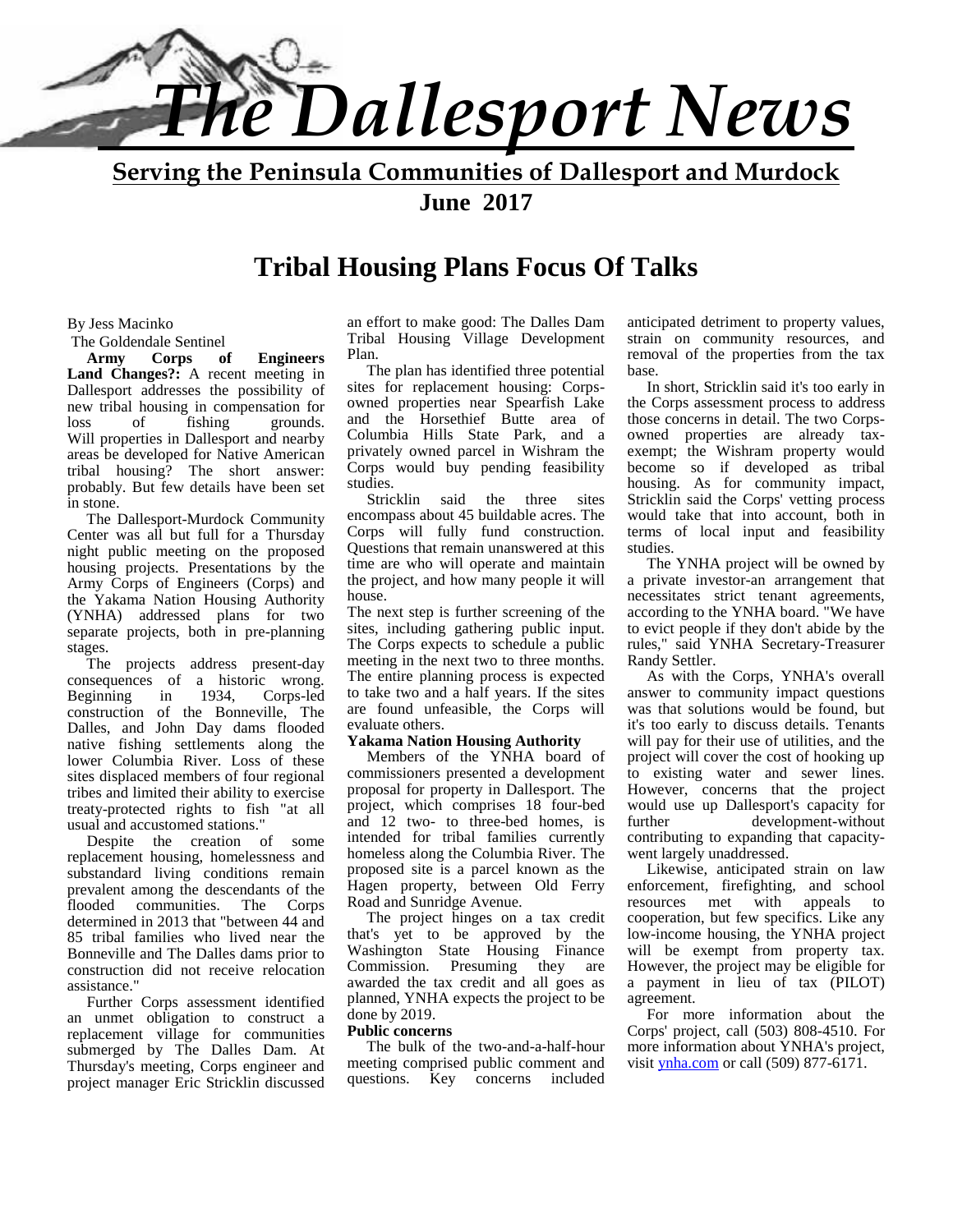# The Dallesport News

**Serving the Peninsula Communities of Dallesport and Murdock**

**June 2017**

## Tribal Housing Plans Focus Of Talks

By Jess Macinko

The Goldendale Sentinel

**Army Corps of Engineers Land Changes?:** A recent meeting in Dallesport addresses the possibility of new tribal housing in compensation for loss of fishing grounds. Will properties in Dallesport and nearby areas be developed for Native American tribal housing? The short answer: probably. But few details have been set in stone.

The Dallesport-Murdock Community Center was all but full for a Thursday night public meeting on the proposed housing projects. Presentations by the Army Corps of Engineers (Corps) and the Yakama Nation Housing Authority (YNHA) addressed plans for two separate projects, both in pre-planning stages.

The projects address present-day consequences of a historic wrong. Beginning in 1934, Corps-led construction of the Bonneville, The Dalles, and John Day dams flooded native fishing settlements along the lower Columbia River. Loss of these sites displaced members of four regional tribes and limited their ability to exercise treaty-protected rights to fish "at all usual and accustomed stations."

Despite the creation of some replacement housing, homelessness and substandard living conditions remain prevalent among the descendants of the flooded communities. The Corps determined in 2013 that "between 44 and 85 tribal families who lived near the Bonneville and The Dalles dams prior to construction did not receive relocation assistance."

Further Corps assessment identified an unmet obligation to construct a replacement village for communities submerged by The Dalles Dam. At Thursday's meeting, Corps engineer and project manager Eric Stricklin discussed an effort to make good: The Dalles Dam Tribal Housing Village Development Plan.

The plan has identified three potential sites for replacement housing: Corps-owned properties near Spearfish Lake and the Horsethief Butte area of Columbia Hills State Park, and a privately owned parcel in Wishram the Corps would buy pending feasibility studies.

Stricklin said the three sites encompass about 45 buildable acres. The Corps will fully fund construction. Questions that remain unanswered at this time are who will operate and maintain the project, and how many people it will house.

The next step is further screening of the sites, including gathering public input. The Corps expects to schedule a public meeting in the next two to three months. The entire planning process is expected to take two and a half years. If the sites are found unfeasible, the Corps will evaluate others.

### Yakama Nation Housing Authority

Members of the YNHA board of commissioners presented a development proposal for property in Dallesport. The project, which comprises 18 four-bed and 12 two- to three-bed homes, is intended for tribal families currently homeless along the Columbia River. The proposed site is a parcel known as the Hagen property, between Old Ferry Road and Sunridge Avenue.

The project hinges on a tax credit that's yet to be approved by the Washington State Housing Finance Commission. Presuming they are awarded the tax credit and all goes as planned, YNHA expects the project to be done by 2019.

### Public concerns

The bulk of the two-and-a-half-hour meeting comprised public comment and questions. Key concerns included anticipated detriment to property values, strain on community resources, and removal of the properties from the tax base.

In short, Stricklin said it's too early in the Corps assessment process to address those concerns in detail. The two Corps-owned properties are already tax-exempt; the Wishram property would become so if developed as tribal housing. As for community impact, Stricklin said the Corps' vetting process would take that into account, both in terms of local input and feasibility studies.

The YNHA project will be owned by a private investor-an arrangement that necessitates strict tenant agreements, according to the YNHA board. "We have to evict people if they don't abide by the rules," said YNHA Secretary-Treasurer Randy Settler.

As with the Corps, YNHA's overall answer to community impact questions was that solutions would be found, but it's too early to discuss details. Tenants will pay for their use of utilities, and the project will cover the cost of hooking up to existing water and sewer lines. However, concerns that the project would use up Dallesport's capacity for further development-without contributing to expanding that capacity-went largely unaddressed.

Likewise, anticipated strain on law enforcement, firefighting, and school resources met with appeals to cooperation, but few specifics. Like any low-income housing, the YNHA project will be exempt from property tax. However, the project may be eligible for a payment in lieu of tax (PILOT) agreement.

For more information about the Corps' project, call (503) 808-4510. For more information about YNHA's project, visit ynha.com or call (509) 877-6171.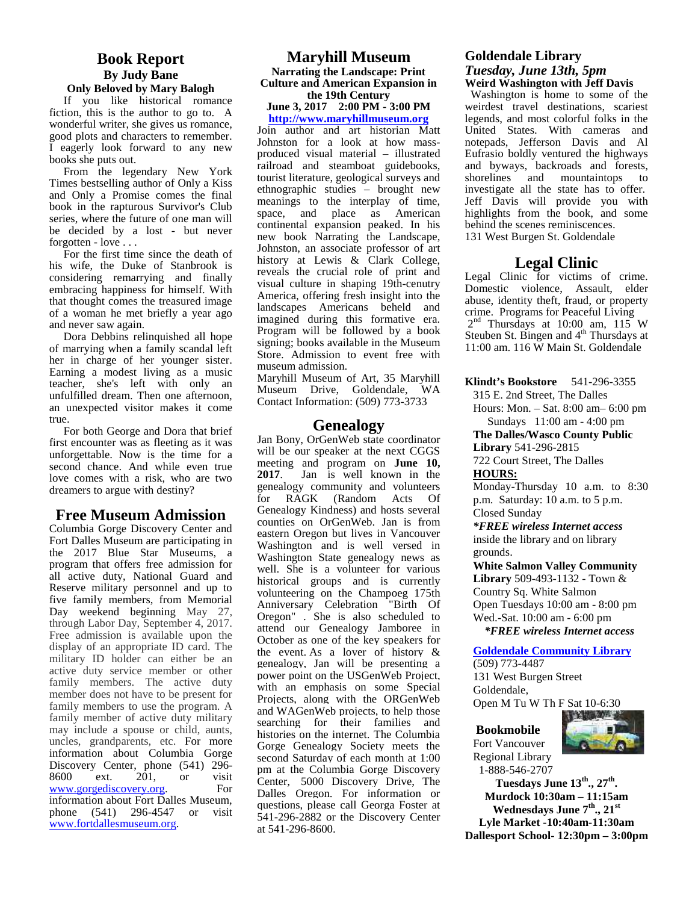## Book Report

### By Judy Bane

**Only Beloved by Mary Balogh**

If you like historical romance fiction, this is the author to go to. A wonderful writer, she gives us romance, good plots and characters to remember. I eagerly look forward to any new books she puts out.

From the legendary New York Times bestselling author of Only a Kiss and Only a Promise comes the final book in the rapturous Survivor's Club series, where the future of one man will be decided by a lost - but never forgotten - love . . .

For the first time since the death of his wife, the Duke of Stanbrook is considering remarrying and finally embracing happiness for himself. With that thought comes the treasured image of a woman he met briefly a year ago and never saw again.

Dora Debbins relinquished all hope of marrying when a family scandal left her in charge of her younger sister. Earning a modest living as a music teacher, she's left with only an unfulfilled dream. Then one afternoon, an unexpected visitor makes it come true.

For both George and Dora that brief first encounter was as fleeting as it was unforgettable. Now is the time for a second chance. And while even true love comes with a risk, who are two dreamers to argue with destiny?

## Free Museum Admission

Columbia Gorge Discovery Center and Fort Dalles Museum are participating in the 2017 Blue Star Museums, a program that offers free admission for all active duty, National Guard and Reserve military personnel and up to five family members, from Memorial Day weekend beginning May 27, through Labor Day, September 4, 2017. Free admission is available upon the display of an appropriate ID card. The military ID holder can either be an active duty service member or other family members. The active duty member does not have to be present for family members to use the program. A family member of active duty military may include a spouse or child, aunts, uncles, grandparents, etc. For more information about Columbia Gorge Discovery Center, phone (541) 296-8600 ext. 201, or visit www.gorgediscovery.org. For information about Fort Dalles Museum, phone (541) 296-4547 or visit www.fortdallesmuseum.org.

## Maryhill Museum

**Narrating the Landscape: Print Culture and American Expansion in the 19th Century**

**June 3, 2017 2:00 PM - 3:00 PM**

**http://www.maryhillmuseum.org**

Join author and art historian Matt Johnston for a look at how mass-produced visual material – illustrated railroad and steamboat guidebooks, tourist literature, geological surveys and ethnographic studies – brought new meanings to the interplay of time, space, and place as American continental expansion peaked. In his new book Narrating the Landscape, Johnston, an associate professor of art history at Lewis & Clark College, reveals the crucial role of print and visual culture in shaping 19th-century America, offering fresh insight into the landscapes Americans beheld and imagined during this formative era. Program will be followed by a book signing; books available in the Museum Store. Admission to event free with museum admission.

Maryhill Museum of Art, 35 Maryhill Museum Drive, Goldendale, WA

Contact Information: (509) 773-3733

## Genealogy

Jan Bony, OrGenWeb state coordinator will be our speaker at the next CGGS meeting and program on **June 10, 2017**. Jan is well known in the genealogy community and volunteers for RAGK (Random Acts Of Genealogy Kindness) and hosts several counties on OrGenWeb. Jan is from eastern Oregon but lives in Vancouver Washington and is well versed in Washington State genealogy news as well. She is a volunteer for various historical groups and is currently volunteering on the Champoeg 175th Anniversary Celebration "Birth Of Oregon" . She is also scheduled to attend our Genealogy Jamboree in October as one of the key speakers for the event. As a lover of history & genealogy, Jan will be presenting a power point on the USGenWeb Project, with an emphasis on some Special Projects, along with the ORGenWeb and WAGenWeb projects, to help those searching for their families and histories on the internet. The Columbia Gorge Genealogy Society meets the second Saturday of each month at 1:00 pm at the Columbia Gorge Discovery Center, 5000 Discovery Drive, The Dalles Oregon. For information or questions, please call Georga Foster at 541-296-2882 or the Discovery Center at 541-296-8600.

## Goldendale Library

### *Tuesday, June 13th, 5pm*

**Weird Washington with Jeff Davis**

Washington is home to some of the weirdest travel destinations, scariest legends, and most colorful folks in the United States. With cameras and notepads, Jefferson Davis and Al Eufrasio boldly ventured the highways and byways, backroads and forests, shorelines and mountaintops to investigate all the state has to offer. Jeff Davis will provide you with highlights from the book, and some behind the scenes reminiscences.

131 West Burgen St. Goldendale

## Legal Clinic

Legal Clinic for victims of crime. Domestic violence, Assault, elder abuse, identity theft, fraud, or property crime. Programs for Peaceful Living

2nd Thursdays at 10:00 am, 115 W Steuben St. Bingen and 4th Thursdays at 11:00 am. 116 W Main St. Goldendale

**Klindt's Bookstore** 541-296-3355

315 E. 2nd Street, The Dalles

Hours: Mon. – Sat. 8:00 am– 6:00 pm

Sundays 11:00 am - 4:00 pm

**The Dalles/Wasco County Public Library** 541-296-2815

722 Court Street, The Dalles

**HOURS:**

Monday-Thursday 10 a.m. to 8:30 p.m. Saturday: 10 a.m. to 5 p.m. Closed Sunday

***FREE wireless Internet access** inside the library and on library grounds.

**White Salmon Valley Community Library** 509-493-1132 - Town & Country Sq. White Salmon

Open Tuesdays 10:00 am - 8:00 pm

Wed.-Sat. 10:00 am - 6:00 pm

***FREE wireless Internet access**

**Goldendale Community Library**

(509) 773-4487

131 West Burgen Street

Goldendale,

Open M Tu W Th F Sat 10-6:30

**Bookmobile**

Fort Vancouver Regional Library

1-888-546-2707

**Tuesdays June 13th., 27th.**

**Murdock 10:30am – 11:15am**

**Wednesdays June 7th., 21st**

**Lyle Market -10:40am-11:30am**

**Dallesport School- 12:30pm – 3:00pm**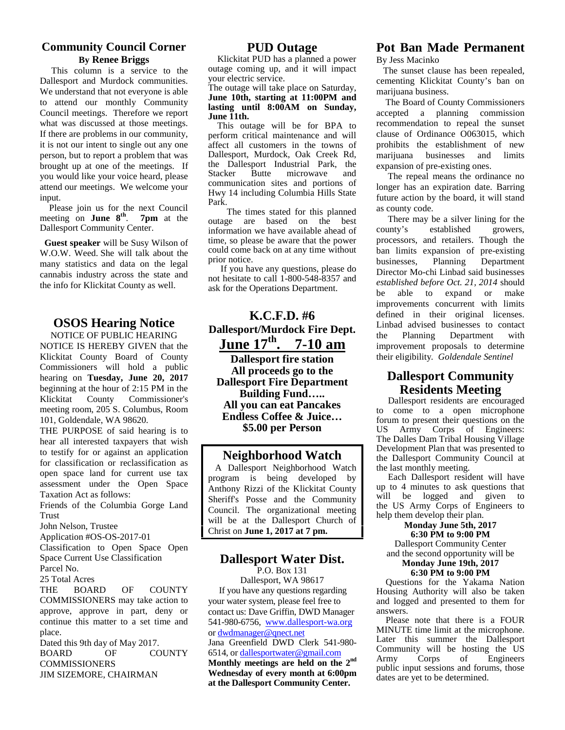## Community Council Corner

**By Renee Briggs**

This column is a service to the Dallesport and Murdock communities. We understand that not everyone is able to attend our monthly Community Council meetings. Therefore we report what was discussed at those meetings. If there are problems in our community, it is not our intent to single out any one person, but to report a problem that was brought up at one of the meetings. If you would like your voice heard, please attend our meetings. We welcome your input.

Please join us for the next Council meeting on **June 8th**. **7pm** at the Dallesport Community Center.

**Guest speaker** will be Susy Wilson of W.O.W. Weed. She will talk about the many statistics and data on the legal cannabis industry across the state and the info for Klickitat County as well.

## OSOS Hearing Notice

NOTICE OF PUBLIC HEARING

NOTICE IS HEREBY GIVEN that the Klickitat County Board of County Commissioners will hold a public hearing on **Tuesday, June 20, 2017** beginning at the hour of 2:15 PM in the Klickitat County Commissioner's meeting room, 205 S. Columbus, Room 101, Goldendale, WA 98620.

THE PURPOSE of said hearing is to hear all interested taxpayers that wish to testify for or against an application for classification or reclassification as open space land for current use tax assessment under the Open Space Taxation Act as follows:

Friends of the Columbia Gorge Land Trust

John Nelson, Trustee

Application #OS-OS-2017-01

Classification to Open Space Open Space Current Use Classification

Parcel No.

25 Total Acres

THE BOARD OF COUNTY COMMISSIONERS may take action to approve, approve in part, deny or continue this matter to a set time and place.

Dated this 9th day of May 2017.

BOARD OF COUNTY COMMISSIONERS

JIM SIZEMORE, CHAIRMAN

## PUD Outage

Klickitat PUD has a planned a power outage coming up, and it will impact your electric service.

The outage will take place on Saturday, **June 10th, starting at 11:00PM and lasting until 8:00AM on Sunday, June 11th.**

This outage will be for BPA to perform critical maintenance and will affect all customers in the towns of Dallesport, Murdock, Oak Creek Rd, the Dallesport Industrial Park, the Stacker Butte microwave and communication sites and portions of Hwy 14 including Columbia Hills State Park.

The times stated for this planned outage are based on the best information we have available ahead of time, so please be aware that the power could come back on at any time without prior notice.

If you have any questions, please do not hesitate to call 1-800-548-8357 and ask for the Operations Department.

## K.C.F.D. #6

**Dallesport/Murdock Fire Dept.**

**June 17th. 7-10 am**

**Dallesport fire station**

**All proceeds go to the Dallesport Fire Department Building Fund…..**

**All you can eat Pancakes**

**Endless Coffee & Juice…**

**$5.00 per Person**

## Neighborhood Watch

A Dallesport Neighborhood Watch program is being developed by Anthony Rizzi of the Klickitat County Sheriff's Posse and the Community Council. The organizational meeting will be at the Dallesport Church of Christ on **June 1, 2017 at 7 pm.**

## Dallesport Water Dist.

P.O. Box 131

Dallesport, WA 98617

If you have any questions regarding your water system, please feel free to contact us: Dave Griffin, DWD Manager 541-980-6756, www.dallesport-wa.org or dwdmanager@qnect.net

Jana Greenfield DWD Clerk 541-980-6514, or dallesportwater@gmail.com

**Monthly meetings are held on the 2nd Wednesday of every month at 6:00pm at the Dallesport Community Center.**

## Pot Ban Made Permanent

By Jess Macinko

The sunset clause has been repealed, cementing Klickitat County's ban on marijuana business.

The Board of County Commissioners accepted a planning commission recommendation to repeal the sunset clause of Ordinance O063015, which prohibits the establishment of new marijuana businesses and limits expansion of pre-existing ones.

The repeal means the ordinance no longer has an expiration date. Barring future action by the board, it will stand as county code.

There may be a silver lining for the county's established growers, processors, and retailers. Though the ban limits expansion of pre-existing businesses, Planning Department Director Mo-chi Linbad said businesses *established before Oct. 21, 2014* should be able to expand or make improvements concurrent with limits defined in their original licenses. Linbad advised businesses to contact the Planning Department with improvement proposals to determine their eligibility. *Goldendale Sentinel*

## Dallesport Community Residents Meeting

Dallesport residents are encouraged to come to a open microphone forum to present their questions on the US Army Corps of Engineers: The Dalles Dam Tribal Housing Village Development Plan that was presented to the Dallesport Community Council at the last monthly meeting.

Each Dallesport resident will have up to 4 minutes to ask questions that will be logged and given to the US Army Corps of Engineers to help them develop their plan.

**Monday June 5th, 2017**
**6:30 PM to 9:00 PM**

Dallesport Community Center

and the second opportunity will be

**Monday June 19th, 2017**
**6:30 PM to 9:00 PM**

Questions for the Yakama Nation Housing Authority will also be taken and logged and presented to them for answers.

Please note that there is a FOUR MINUTE time limit at the microphone. Later this summer the Dallesport Community will be hosting the US Army Corps of Engineers public input sessions and forums, those dates are yet to be determined.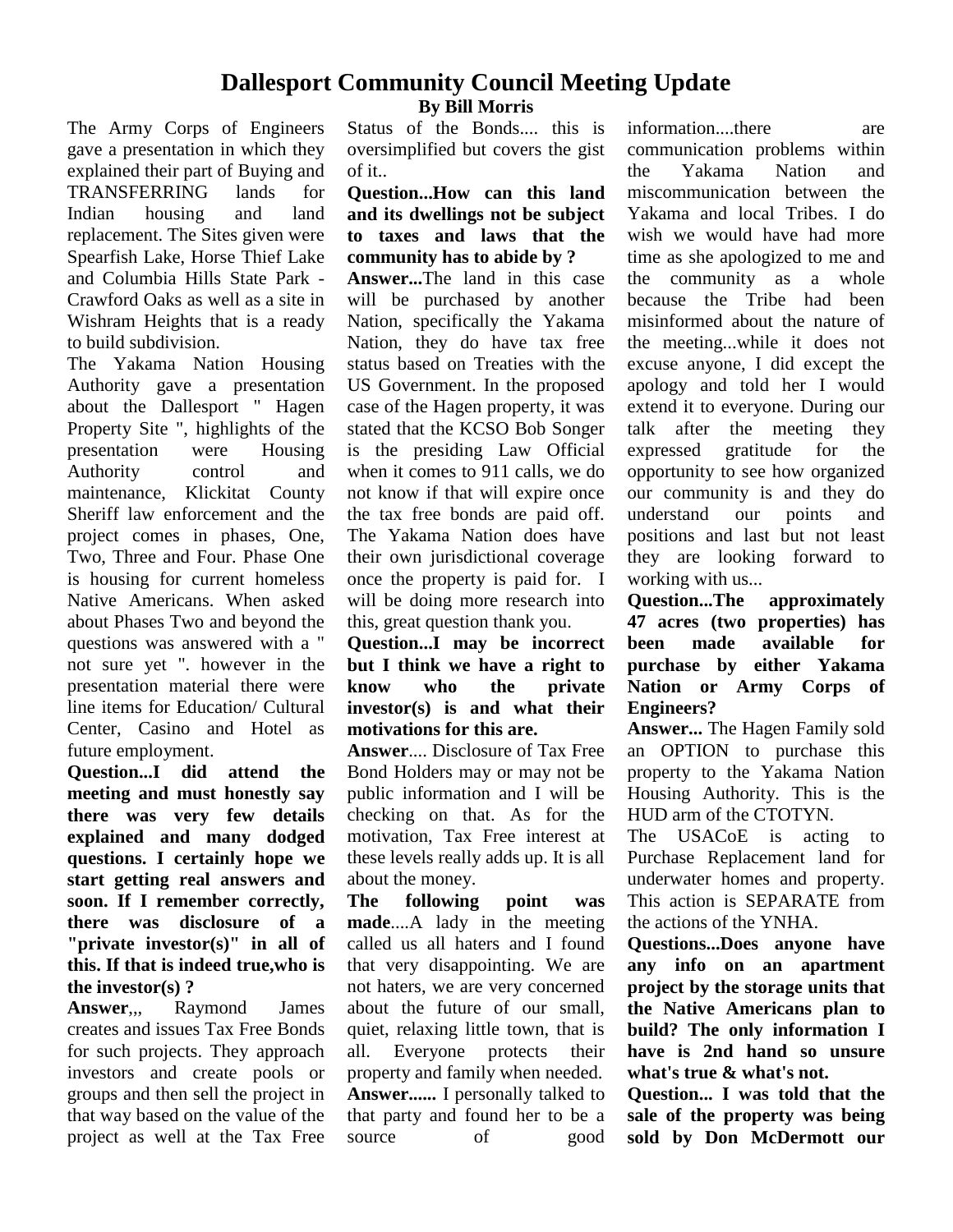# Dallesport Community Council Meeting Update

**By Bill Morris**

The Army Corps of Engineers gave a presentation in which they explained their part of Buying and TRANSFERRING lands for Indian housing and land replacement. The Sites given were Spearfish Lake, Horse Thief Lake and Columbia Hills State Park - Crawford Oaks as well as a site in Wishram Heights that is a ready to build subdivision.

The Yakama Nation Housing Authority gave a presentation about the Dallesport " Hagen Property Site ", highlights of the presentation were Housing Authority control and maintenance, Klickitat County Sheriff law enforcement and the project comes in phases, One, Two, Three and Four. Phase One is housing for current homeless Native Americans. When asked about Phases Two and beyond the questions was answered with a " not sure yet ". however in the presentation material there were line items for Education/ Cultural Center, Casino and Hotel as future employment.

**Question...I did attend the meeting and must honestly say there was very few details explained and many dodged questions. I certainly hope we start getting real answers and soon. If I remember correctly, there was disclosure of a "private investor(s)" in all of this. If that is indeed true,who is the investor(s) ?**

**Answer**,,, Raymond James creates and issues Tax Free Bonds for such projects. They approach investors and create pools or groups and then sell the project in that way based on the value of the project as well at the Tax Free Status of the Bonds.... this is oversimplified but covers the gist of it..

**Question...How can this land and its dwellings not be subject to taxes and laws that the community has to abide by ?**

**Answer...**The land in this case will be purchased by another Nation, specifically the Yakama Nation, they do have tax free status based on Treaties with the US Government. In the proposed case of the Hagen property, it was stated that the KCSO Bob Songer is the presiding Law Official when it comes to 911 calls, we do not know if that will expire once the tax free bonds are paid off. The Yakama Nation does have their own jurisdictional coverage once the property is paid for. I will be doing more research into this, great question thank you.

**Question...I may be incorrect but I think we have a right to know who the private investor(s) is and what their motivations for this are.**

**Answer**.... Disclosure of Tax Free Bond Holders may or may not be public information and I will be checking on that. As for the motivation, Tax Free interest at these levels really adds up. It is all about the money.

**The following point was made**....A lady in the meeting called us all haters and I found that very disappointing. We are not haters, we are very concerned about the future of our small, quiet, relaxing little town, that is all. Everyone protects their property and family when needed.

**Answer......** I personally talked to that party and found her to be a source of good information....there are communication problems within the Yakama Nation and miscommunication between the Yakama and local Tribes. I do wish we would have had more time as she apologized to me and the community as a whole because the Tribe had been misinformed about the nature of the meeting...while it does not excuse anyone, I did except the apology and told her I would extend it to everyone. During our talk after the meeting they expressed gratitude for the opportunity to see how organized our community is and they do understand our points and positions and last but not least they are looking forward to working with us...

**Question...The approximately 47 acres (two properties) has been made available for purchase by either Yakama Nation or Army Corps of Engineers?**

**Answer...** The Hagen Family sold an OPTION to purchase this property to the Yakama Nation Housing Authority. This is the HUD arm of the CTOTYN.

The USACoE is acting to Purchase Replacement land for underwater homes and property. This action is SEPARATE from the actions of the YNHA.

**Questions...Does anyone have any info on an apartment project by the storage units that the Native Americans plan to build? The only information I have is 2nd hand so unsure what's true & what's not.**

**Question... I was told that the sale of the property was being sold by Don McDermott our**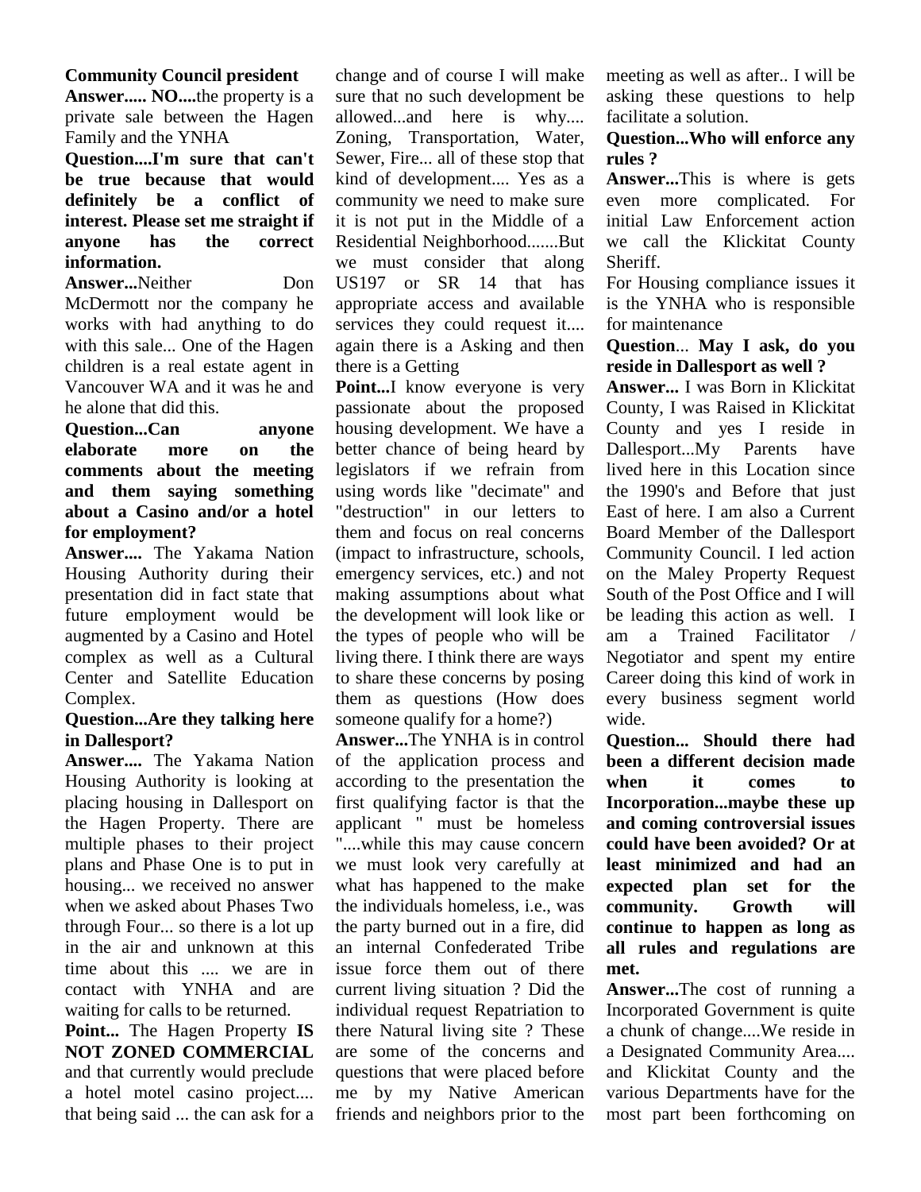**Community Council president**

**Answer..... NO....**the property is a private sale between the Hagen Family and the YNHA

**Question....I'm sure that can't be true because that would definitely be a conflict of interest. Please set me straight if anyone has the correct information.**

**Answer...**Neither Don McDermott nor the company he works with had anything to do with this sale... One of the Hagen children is a real estate agent in Vancouver WA and it was he and he alone that did this.

**Question...Can anyone elaborate more on the comments about the meeting and them saying something about a Casino and/or a hotel for employment?**

**Answer....** The Yakama Nation Housing Authority during their presentation did in fact state that future employment would be augmented by a Casino and Hotel complex as well as a Cultural Center and Satellite Education Complex.

**Question...Are they talking here in Dallesport?**

**Answer....** The Yakama Nation Housing Authority is looking at placing housing in Dallesport on the Hagen Property. There are multiple phases to their project plans and Phase One is to put in housing... we received no answer when we asked about Phases Two through Four... so there is a lot up in the air and unknown at this time about this .... we are in contact with YNHA and are waiting for calls to be returned.

**Point...** The Hagen Property **IS NOT ZONED COMMERCIAL** and that currently would preclude a hotel motel casino project.... that being said ... the can ask for a change and of course I will make sure that no such development be allowed...and here is why.... Zoning, Transportation, Water, Sewer, Fire... all of these stop that kind of development.... Yes as a community we need to make sure it is not put in the Middle of a Residential Neighborhood.......But we must consider that along US197 or SR 14 that has appropriate access and available services they could request it.... again there is a Asking and then there is a Getting

**Point...**I know everyone is very passionate about the proposed housing development. We have a better chance of being heard by legislators if we refrain from using words like "decimate" and "destruction" in our letters to them and focus on real concerns (impact to infrastructure, schools, emergency services, etc.) and not making assumptions about what the development will look like or the types of people who will be living there. I think there are ways to share these concerns by posing them as questions (How does someone qualify for a home?)

**Answer...**The YNHA is in control of the application process and according to the presentation the first qualifying factor is that the applicant " must be homeless "....while this may cause concern we must look very carefully at what has happened to the make the individuals homeless, i.e., was the party burned out in a fire, did an internal Confederated Tribe issue force them out of there current living situation ? Did the individual request Repatriation to there Natural living site ? These are some of the concerns and questions that were placed before me by my Native American friends and neighbors prior to the meeting as well as after.. I will be asking these questions to help facilitate a solution.

**Question...Who will enforce any rules ?**

**Answer...**This is where is gets even more complicated. For initial Law Enforcement action we call the Klickitat County Sheriff.

For Housing compliance issues it is the YNHA who is responsible for maintenance

**Question**... **May I ask, do you reside in Dallesport as well ?**

**Answer...** I was Born in Klickitat County, I was Raised in Klickitat County and yes I reside in Dallesport...My Parents have lived here in this Location since the 1990's and Before that just East of here. I am also a Current Board Member of the Dallesport Community Council. I led action on the Maley Property Request South of the Post Office and I will be leading this action as well. I am a Trained Facilitator / Negotiator and spent my entire Career doing this kind of work in every business segment world wide.

**Question... Should there had been a different decision made when it comes to Incorporation...maybe these up and coming controversial issues could have been avoided? Or at least minimized and had an expected plan set for the community. Growth will continue to happen as long as all rules and regulations are met.**

**Answer...**The cost of running a Incorporated Government is quite a chunk of change....We reside in a Designated Community Area.... and Klickitat County and the various Departments have for the most part been forthcoming on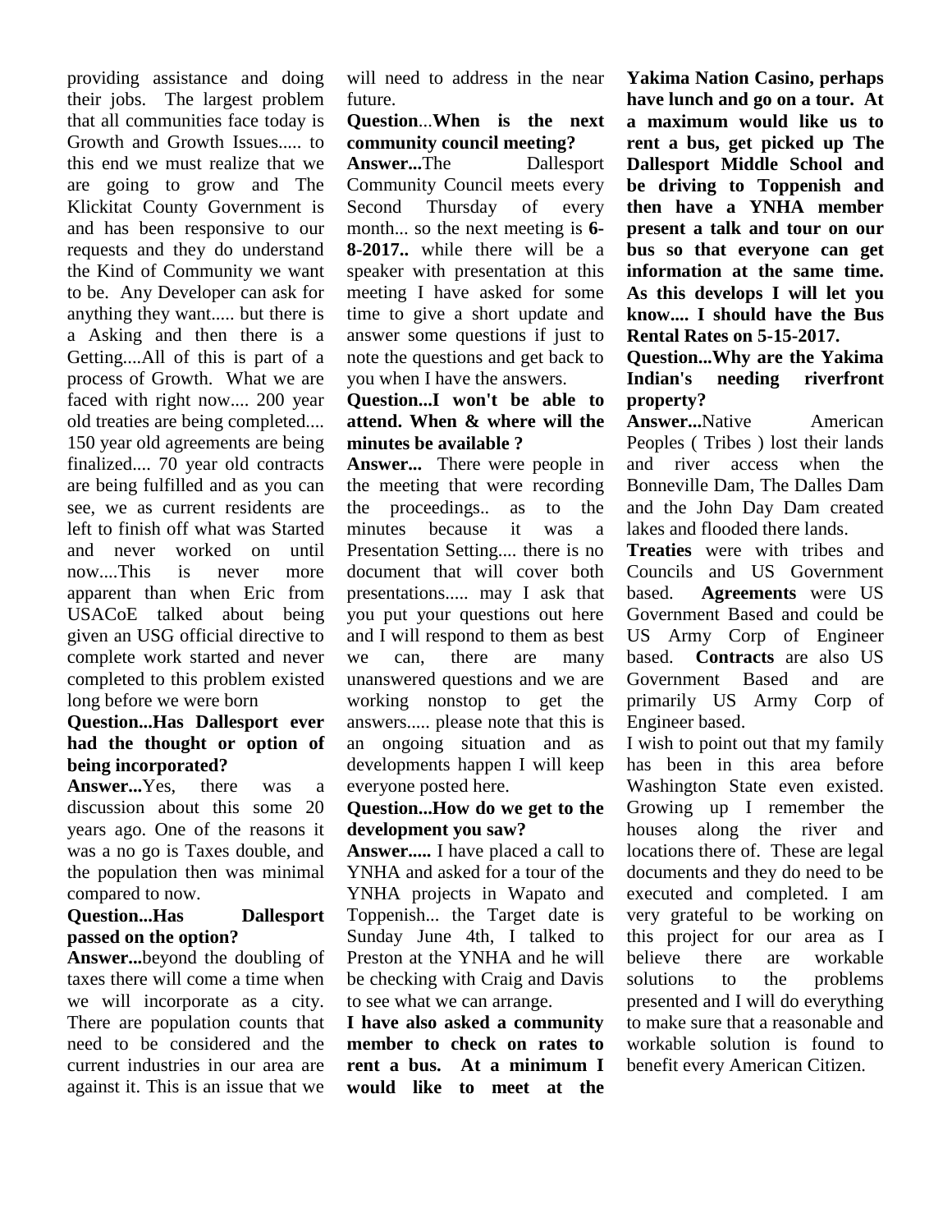providing assistance and doing their jobs. The largest problem that all communities face today is Growth and Growth Issues..... to this end we must realize that we are going to grow and The Klickitat County Government is and has been responsive to our requests and they do understand the Kind of Community we want to be. Any Developer can ask for anything they want..... but there is a Asking and then there is a Getting....All of this is part of a process of Growth. What we are faced with right now.... 200 year old treaties are being completed.... 150 year old agreements are being finalized.... 70 year old contracts are being fulfilled and as you can see, we as current residents are left to finish off what was Started and never worked on until now....This is never more apparent than when Eric from USACoE talked about being given an USG official directive to complete work started and never completed to this problem existed long before we were born

**Question...Has Dallesport ever had the thought or option of being incorporated?**

**Answer...**Yes, there was a discussion about this some 20 years ago. One of the reasons it was a no go is Taxes double, and the population then was minimal compared to now.

**Question...Has Dallesport passed on the option?**

**Answer...**beyond the doubling of taxes there will come a time when we will incorporate as a city. There are population counts that need to be considered and the current industries in our area are against it. This is an issue that we will need to address in the near future.

**Question**...**When is the next community council meeting?**

**Answer...**The Dallesport Community Council meets every Second Thursday of every month... so the next meeting is **6-8-2017..** while there will be a speaker with presentation at this meeting I have asked for some time to give a short update and answer some questions if just to note the questions and get back to you when I have the answers.

**Question...I won't be able to attend. When & where will the minutes be available ?**

**Answer...** There were people in the meeting that were recording the proceedings.. as to the minutes because it was a Presentation Setting.... there is no document that will cover both presentations..... may I ask that you put your questions out here and I will respond to them as best we can, there are many unanswered questions and we are working nonstop to get the answers..... please note that this is an ongoing situation and as developments happen I will keep everyone posted here.

**Question...How do we get to the development you saw?**

**Answer.....** I have placed a call to YNHA and asked for a tour of the YNHA projects in Wapato and Toppenish... the Target date is Sunday June 4th, I talked to Preston at the YNHA and he will be checking with Craig and Davis to see what we can arrange.

**I have also asked a community member to check on rates to rent a bus. At a minimum I would like to meet at the Yakima Nation Casino, perhaps have lunch and go on a tour. At a maximum would like us to rent a bus, get picked up The Dallesport Middle School and be driving to Toppenish and then have a YNHA member present a talk and tour on our bus so that everyone can get information at the same time. As this develops I will let you know.... I should have the Bus Rental Rates on 5-15-2017.**

**Question...Why are the Yakima Indian's needing riverfront property?**

**Answer...**Native American Peoples ( Tribes ) lost their lands and river access when the Bonneville Dam, The Dalles Dam and the John Day Dam created lakes and flooded there lands.

**Treaties** were with tribes and Councils and US Government based. **Agreements** were US Government Based and could be US Army Corp of Engineer based. **Contracts** are also US Government Based and are primarily US Army Corp of Engineer based.

I wish to point out that my family has been in this area before Washington State even existed. Growing up I remember the houses along the river and locations there of. These are legal documents and they do need to be executed and completed. I am very grateful to be working on this project for our area as I believe there are workable solutions to the problems presented and I will do everything to make sure that a reasonable and workable solution is found to benefit every American Citizen.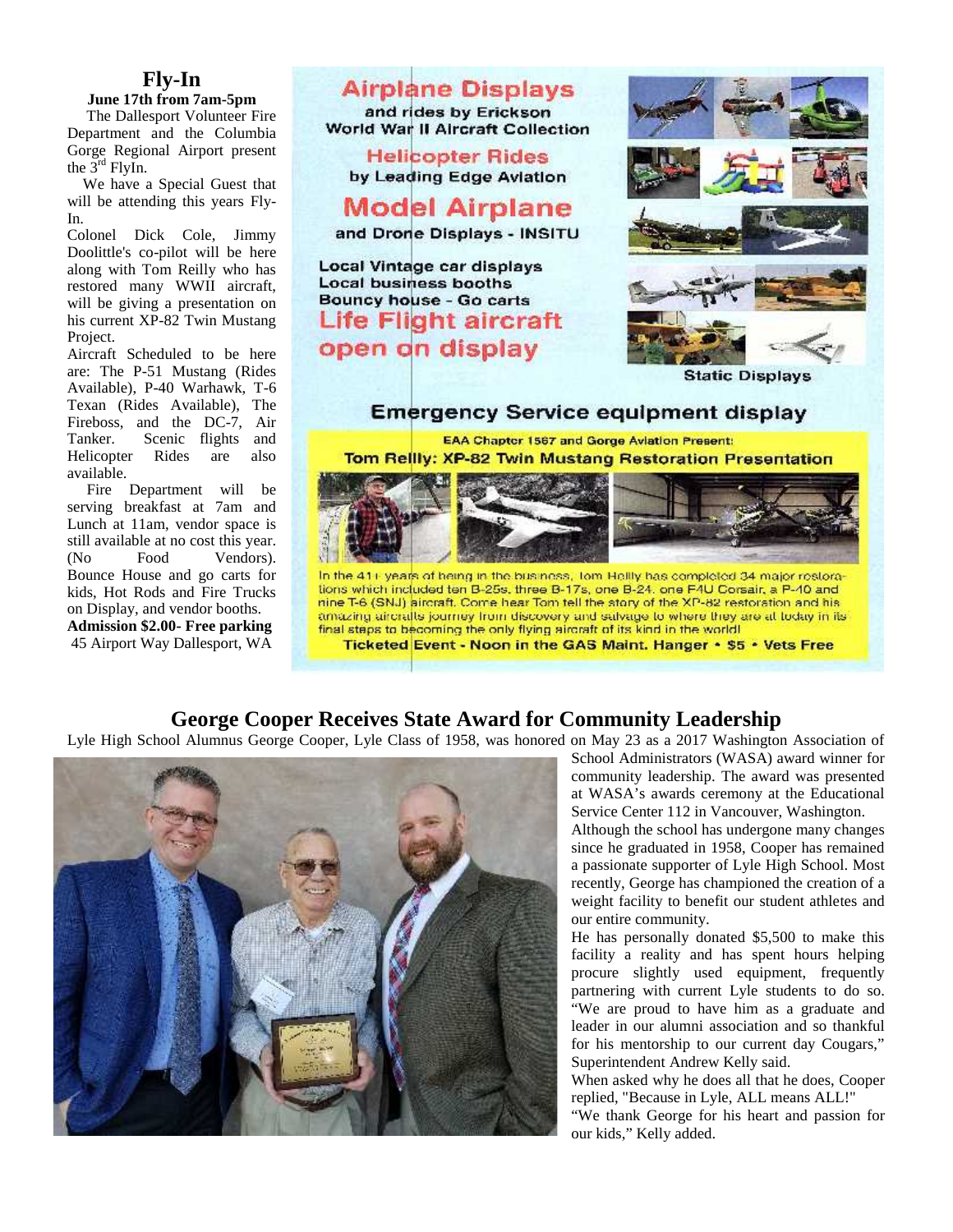## Fly-In

**June 17th from 7am-5pm**

The Dallesport Volunteer Fire Department and the Columbia Gorge Regional Airport present the 3rd FlyIn.

We have a Special Guest that will be attending this years Fly-In.

Colonel Dick Cole, Jimmy Doolittle's co-pilot will be here along with Tom Reilly who has restored many WWII aircraft, will be giving a presentation on his current XP-82 Twin Mustang Project.

Aircraft Scheduled to be here are: The P-51 Mustang (Rides Available), P-40 Warhawk, T-6 Texan (Rides Available), The Fireboss, and the DC-7, Air Tanker. Scenic flights and Helicopter Rides are also available.

Fire Department will be serving breakfast at 7am and Lunch at 11am, vendor space is still available at no cost this year. (No Food Vendors). Bounce House and go carts for kids, Hot Rods and Fire Trucks on Display, and vendor booths.

**Admission $2.00- Free parking**

45 Airport Way Dallesport, WA

**Airplane Displays**
and rides by Erickson World War II Aircraft Collection

**Helicopter Rides**
by Leading Edge Aviation

**Model Airplane**
and Drone Displays - INSITU

Local Vintage car displays
Local business booths
Bouncy house - Go carts

**Life Flight aircraft open on display**

Static Displays

**Emergency Service equipment display**

EAA Chapter 1567 and Gorge Aviation Present:

**Tom Reilly: XP-82 Twin Mustang Restoration Presentation**

In the 41+ years of being in the business, Tom Reilly has completed 34 major restorations which included ten B-25s, three B-17s, one B-24, one F4U Corsair, a P-40 and nine T-6 (SNJ) aircraft. Come hear Tom tell the story of the XP-82 restoration and his amazing aircraft's journey from discovery and salvage to where they are at today in its final steps to becoming the only flying aircraft of its kind in the world!

**Ticketed Event - Noon in the GAS Maint. Hanger • $5 • Vets Free**

## George Cooper Receives State Award for Community Leadership

Lyle High School Alumnus George Cooper, Lyle Class of 1958, was honored on May 23 as a 2017 Washington Association of School Administrators (WASA) award winner for community leadership. The award was presented at WASA's awards ceremony at the Educational Service Center 112 in Vancouver, Washington.

Although the school has undergone many changes since he graduated in 1958, Cooper has remained a passionate supporter of Lyle High School. Most recently, George has championed the creation of a weight facility to benefit our student athletes and our entire community.

He has personally donated $5,500 to make this facility a reality and has spent hours helping procure slightly used equipment, frequently partnering with current Lyle students to do so. "We are proud to have him as a graduate and leader in our alumni association and so thankful for his mentorship to our current day Cougars," Superintendent Andrew Kelly said.

When asked why he does all that he does, Cooper replied, "Because in Lyle, ALL means ALL!"

"We thank George for his heart and passion for our kids," Kelly added.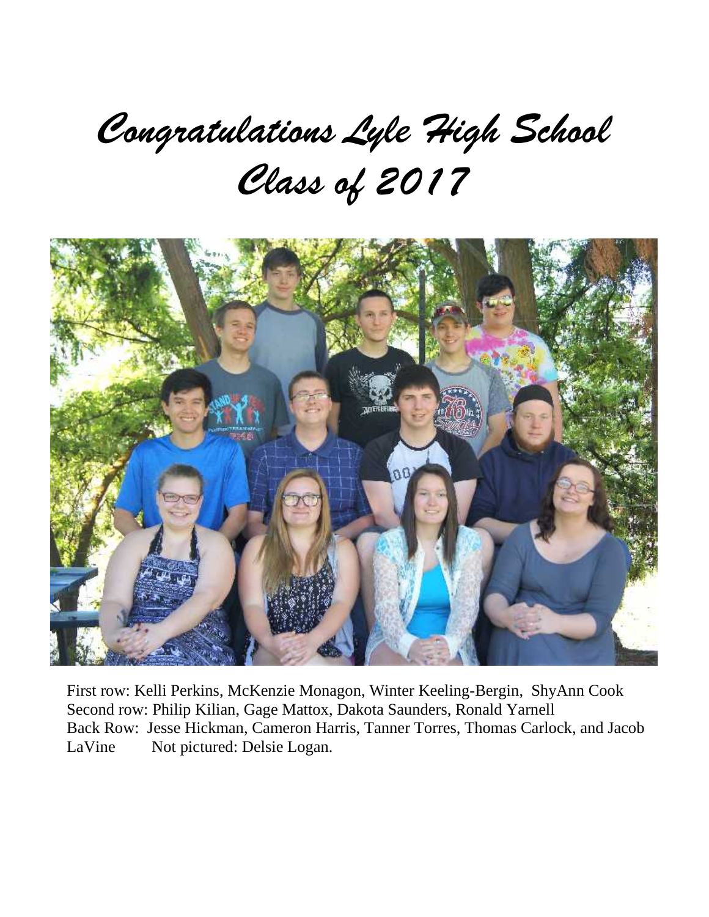# *Congratulations Lyle High School Class of 2017*

First row: Kelli Perkins, McKenzie Monagon, Winter Keeling-Bergin, ShyAnn Cook
Second row: Philip Kilian, Gage Mattox, Dakota Saunders, Ronald Yarnell
Back Row: Jesse Hickman, Cameron Harris, Tanner Torres, Thomas Carlock, and Jacob LaVine     Not pictured: Delsie Logan.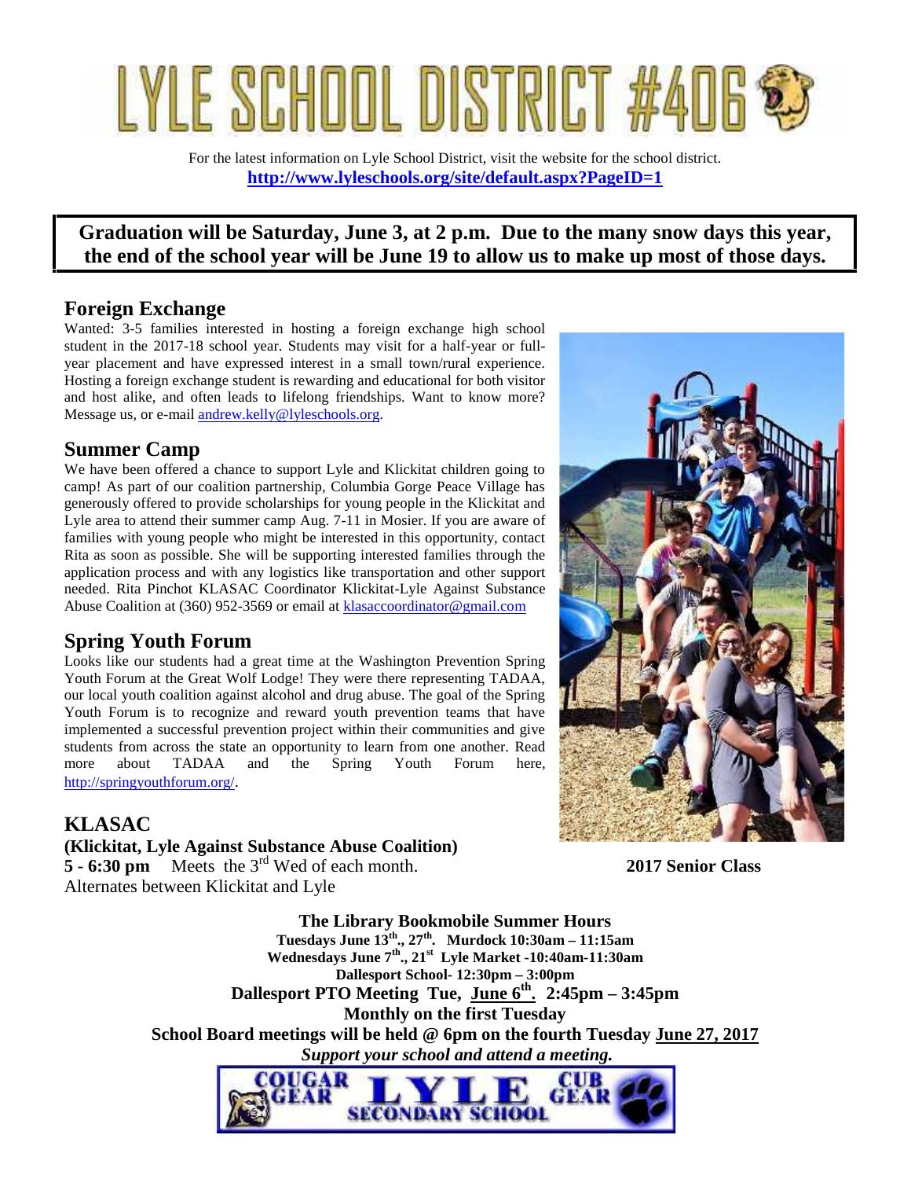# LYLE SCHOOL DISTRICT #406

For the latest information on Lyle School District, visit the website for the school district.
**http://www.lyleschools.org/site/default.aspx?PageID=1**

**Graduation will be Saturday, June 3, at 2 p.m. Due to the many snow days this year, the end of the school year will be June 19 to allow us to make up most of those days.**

## Foreign Exchange

Wanted: 3-5 families interested in hosting a foreign exchange high school student in the 2017-18 school year. Students may visit for a half-year or full-year placement and have expressed interest in a small town/rural experience. Hosting a foreign exchange student is rewarding and educational for both visitor and host alike, and often leads to lifelong friendships. Want to know more? Message us, or e-mail andrew.kelly@lyleschools.org.

## Summer Camp

We have been offered a chance to support Lyle and Klickitat children going to camp! As part of our coalition partnership, Columbia Gorge Peace Village has generously offered to provide scholarships for young people in the Klickitat and Lyle area to attend their summer camp Aug. 7-11 in Mosier. If you are aware of families with young people who might be interested in this opportunity, contact Rita as soon as possible. She will be supporting interested families through the application process and with any logistics like transportation and other support needed. Rita Pinchot KLASAC Coordinator Klickitat-Lyle Against Substance Abuse Coalition at (360) 952-3569 or email at klasaccoordinator@gmail.com

## Spring Youth Forum

Looks like our students had a great time at the Washington Prevention Spring Youth Forum at the Great Wolf Lodge! They were there representing TADAA, our local youth coalition against alcohol and drug abuse. The goal of the Spring Youth Forum is to recognize and reward youth prevention teams that have implemented a successful prevention project within their communities and give students from across the state an opportunity to learn from one another. Read more about TADAA and the Spring Youth Forum here, http://springyouthforum.org/.

**2017 Senior Class**

## KLASAC

**(Klickitat, Lyle Against Substance Abuse Coalition)**
**5 - 6:30 pm** Meets the 3rd Wed of each month.
Alternates between Klickitat and Lyle

**The Library Bookmobile Summer Hours**
**Tuesdays June 13th., 27th. Murdock 10:30am – 11:15am**
**Wednesdays June 7th., 21st Lyle Market -10:40am-11:30am**
**Dallesport School- 12:30pm – 3:00pm**

**Dallesport PTO Meeting Tue, June 6th. 2:45pm – 3:45pm**
**Monthly on the first Tuesday**

**School Board meetings will be held @ 6pm on the fourth Tuesday June 27, 2017**
***Support your school and attend a meeting.***

COUGAR GEAR LYLE SECONDARY SCHOOL CUB GEAR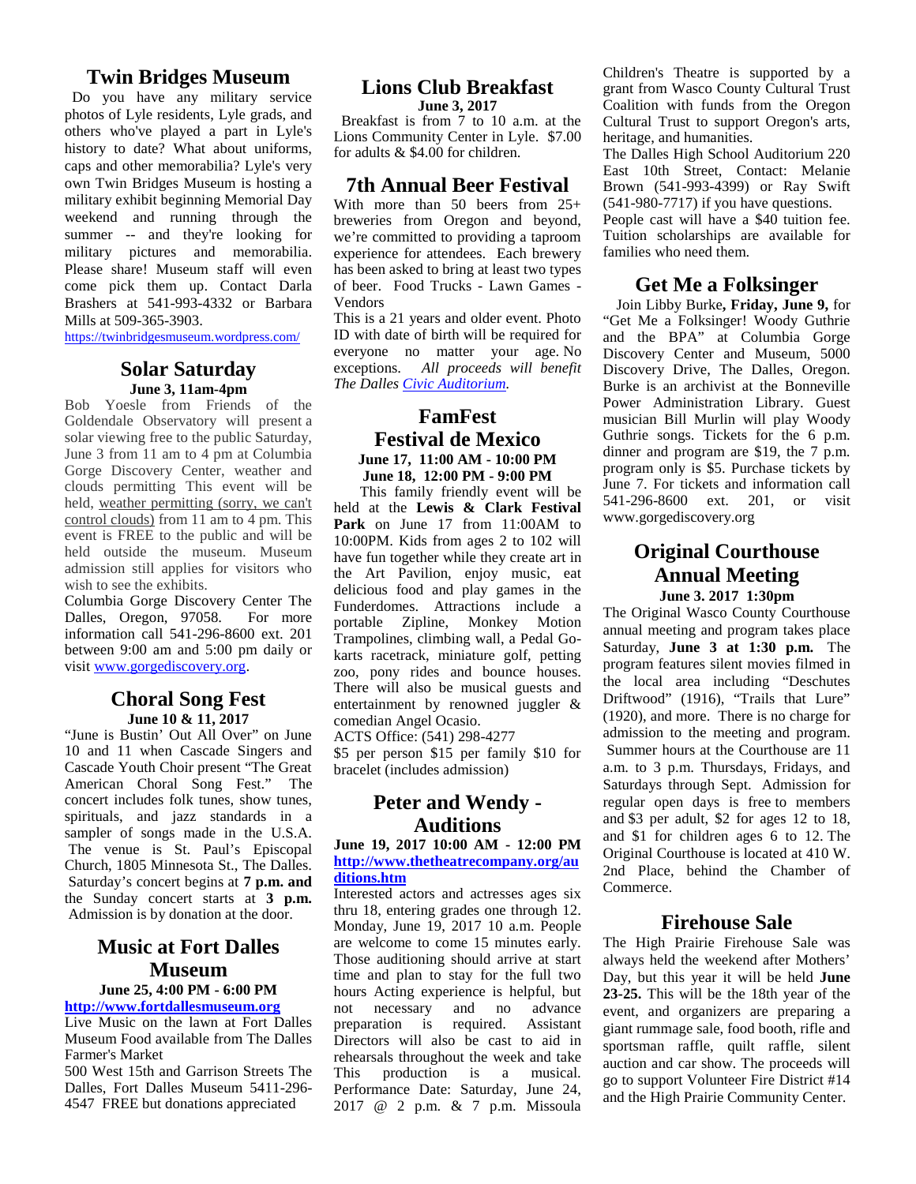## Twin Bridges Museum

Do you have any military service photos of Lyle residents, Lyle grads, and others who've played a part in Lyle's history to date? What about uniforms, caps and other memorabilia? Lyle's very own Twin Bridges Museum is hosting a military exhibit beginning Memorial Day weekend and running through the summer -- and they're looking for military pictures and memorabilia. Please share! Museum staff will even come pick them up. Contact Darla Brashers at 541-993-4332 or Barbara Mills at 509-365-3903.

https://twinbridgesmuseum.wordpress.com/

## Solar Saturday

**June 3, 11am-4pm**

Bob Yoesle from Friends of the Goldendale Observatory will present a solar viewing free to the public Saturday, June 3 from 11 am to 4 pm at Columbia Gorge Discovery Center, weather and clouds permitting This event will be held, weather permitting (sorry, we can't control clouds) from 11 am to 4 pm. This event is FREE to the public and will be held outside the museum. Museum admission still applies for visitors who wish to see the exhibits.

Columbia Gorge Discovery Center The Dalles, Oregon, 97058. For more information call 541-296-8600 ext. 201 between 9:00 am and 5:00 pm daily or visit www.gorgediscovery.org.

## Choral Song Fest

**June 10 & 11, 2017**

"June is Bustin' Out All Over" on June 10 and 11 when Cascade Singers and Cascade Youth Choir present "The Great American Choral Song Fest." The concert includes folk tunes, show tunes, spirituals, and jazz standards in a sampler of songs made in the U.S.A. The venue is St. Paul's Episcopal Church, 1805 Minnesota St., The Dalles. Saturday's concert begins at **7 p.m. and** the Sunday concert starts at **3 p.m.** Admission is by donation at the door.

## Music at Fort Dalles Museum

**June 25, 4:00 PM - 6:00 PM**

**http://www.fortdallesmuseum.org**

Live Music on the lawn at Fort Dalles Museum Food available from The Dalles Farmer's Market

500 West 15th and Garrison Streets The Dalles, Fort Dalles Museum 5411-296-4547 FREE but donations appreciated

## Lions Club Breakfast

**June 3, 2017**

Breakfast is from 7 to 10 a.m. at the Lions Community Center in Lyle. $7.00 for adults & $4.00 for children.

## 7th Annual Beer Festival

With more than 50 beers from 25+ breweries from Oregon and beyond, we're committed to providing a taproom experience for attendees. Each brewery has been asked to bring at least two types of beer. Food Trucks - Lawn Games - Vendors

This is a 21 years and older event. Photo ID with date of birth will be required for everyone no matter your age. No exceptions. *All proceeds will benefit The Dalles Civic Auditorium.*

## FamFest Festival de Mexico

**June 17, 11:00 AM - 10:00 PM**
**June 18, 12:00 PM - 9:00 PM**

This family friendly event will be held at the **Lewis & Clark Festival Park** on June 17 from 11:00AM to 10:00PM. Kids from ages 2 to 102 will have fun together while they create art in the Art Pavilion, enjoy music, eat delicious food and play games in the Funderdomes. Attractions include a portable Zipline, Monkey Motion Trampolines, climbing wall, a Pedal Go-karts racetrack, miniature golf, petting zoo, pony rides and bounce houses. There will also be musical guests and entertainment by renowned juggler & comedian Angel Ocasio.

ACTS Office: (541) 298-4277

$5 per person $15 per family $10 for bracelet (includes admission)

## Peter and Wendy - Auditions

**June 19, 2017 10:00 AM - 12:00 PM**

**http://www.thetheatrecompany.org/auditions.htm**

Interested actors and actresses ages six thru 18, entering grades one through 12. Monday, June 19, 2017 10 a.m. People are welcome to come 15 minutes early. Those auditioning should arrive at start time and plan to stay for the full two hours Acting experience is helpful, but not necessary and no advance preparation is required. Assistant Directors will also be cast to aid in rehearsals throughout the week and take This production is a musical. Performance Date: Saturday, June 24, 2017 @ 2 p.m. & 7 p.m. Missoula Children's Theatre is supported by a grant from Wasco County Cultural Trust Coalition with funds from the Oregon Cultural Trust to support Oregon's arts, heritage, and humanities.

The Dalles High School Auditorium 220 East 10th Street, Contact: Melanie Brown (541-993-4399) or Ray Swift (541-980-7717) if you have questions.

People cast will have a $40 tuition fee. Tuition scholarships are available for families who need them.

## Get Me a Folksinger

Join Libby Burke**, Friday, June 9,** for "Get Me a Folksinger! Woody Guthrie and the BPA" at Columbia Gorge Discovery Center and Museum, 5000 Discovery Drive, The Dalles, Oregon. Burke is an archivist at the Bonneville Power Administration Library. Guest musician Bill Murlin will play Woody Guthrie songs. Tickets for the 6 p.m. dinner and program are $19, the 7 p.m. program only is $5. Purchase tickets by June 7. For tickets and information call 541-296-8600 ext. 201, or visit www.gorgediscovery.org

## Original Courthouse Annual Meeting

**June 3. 2017 1:30pm**

The Original Wasco County Courthouse annual meeting and program takes place Saturday, **June 3 at 1:30 p.m.** The program features silent movies filmed in the local area including "Deschutes Driftwood" (1916), "Trails that Lure" (1920), and more. There is no charge for admission to the meeting and program. Summer hours at the Courthouse are 11 a.m. to 3 p.m. Thursdays, Fridays, and Saturdays through Sept. Admission for regular open days is free to members and $3 per adult, $2 for ages 12 to 18, and $1 for children ages 6 to 12. The Original Courthouse is located at 410 W. 2nd Place, behind the Chamber of Commerce.

## Firehouse Sale

The High Prairie Firehouse Sale was always held the weekend after Mothers' Day, but this year it will be held **June 23-25.** This will be the 18th year of the event, and organizers are preparing a giant rummage sale, food booth, rifle and sportsman raffle, quilt raffle, silent auction and car show. The proceeds will go to support Volunteer Fire District #14 and the High Prairie Community Center.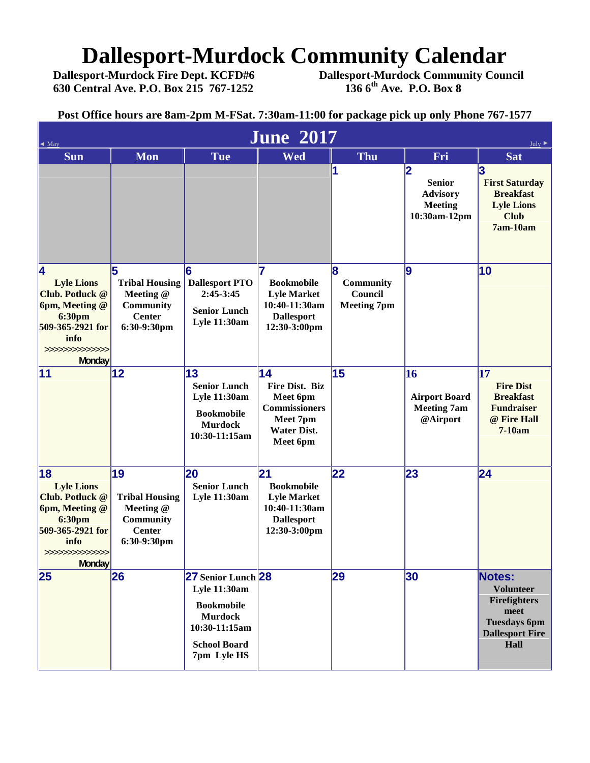# Dallesport-Murdock Community Calendar

**Dallesport-Murdock Fire Dept. KCFD#6**
**630 Central Ave. P.O. Box 215 767-1252**

**Dallesport-Murdock Community Council**
**136 6th Ave. P.O. Box 8**

**Post Office hours are 8am-2pm M-FSat. 7:30am-11:00 for package pick up only Phone 767-1577**

## June 2017

◄ May | July ►

| Sun | Mon | Tue | Wed | Thu | Fri | Sat |
|---|---|---|---|---|---|---|
| | | | | 1 | 2 Senior Advisory Meeting 10:30am-12pm | 3 First Saturday Breakfast Lyle Lions Club 7am-10am |
| 4 Lyle Lions Club. Potluck @ 6pm, Meeting @ 6:30pm 509-365-2921 for info >>>>>>>>>>>>>> Monday | 5 Tribal Housing Meeting @ Community Center 6:30-9:30pm | 6 Dallesport PTO 2:45-3:45 Senior Lunch Lyle 11:30am | 7 Bookmobile Lyle Market 10:40-11:30am Dallesport 12:30-3:00pm | 8 Community Council Meeting 7pm | 9 | 10 |
| 11 | 12 | 13 Senior Lunch Lyle 11:30am Bookmobile Murdock 10:30-11:15am | 14 Fire Dist. Biz Meet 6pm Commissioners Meet 7pm Water Dist. Meet 6pm | 15 | 16 Airport Board Meeting 7am @Airport | 17 Fire Dist Breakfast Fundraiser @ Fire Hall 7-10am |
| 18 Lyle Lions Club. Potluck @ 6pm, Meeting @ 6:30pm 509-365-2921 for info >>>>>>>>>>>>>> Monday | 19 Tribal Housing Meeting @ Community Center 6:30-9:30pm | 20 Senior Lunch Lyle 11:30am | 21 Bookmobile Lyle Market 10:40-11:30am Dallesport 12:30-3:00pm | 22 | 23 | 24 |
| 25 | 26 | 27 Senior Lunch Lyle 11:30am Bookmobile Murdock 10:30-11:15am School Board 7pm Lyle HS | 28 | 29 | 30 | **Notes:** Volunteer Firefighters meet Tuesdays 6pm Dallesport Fire Hall |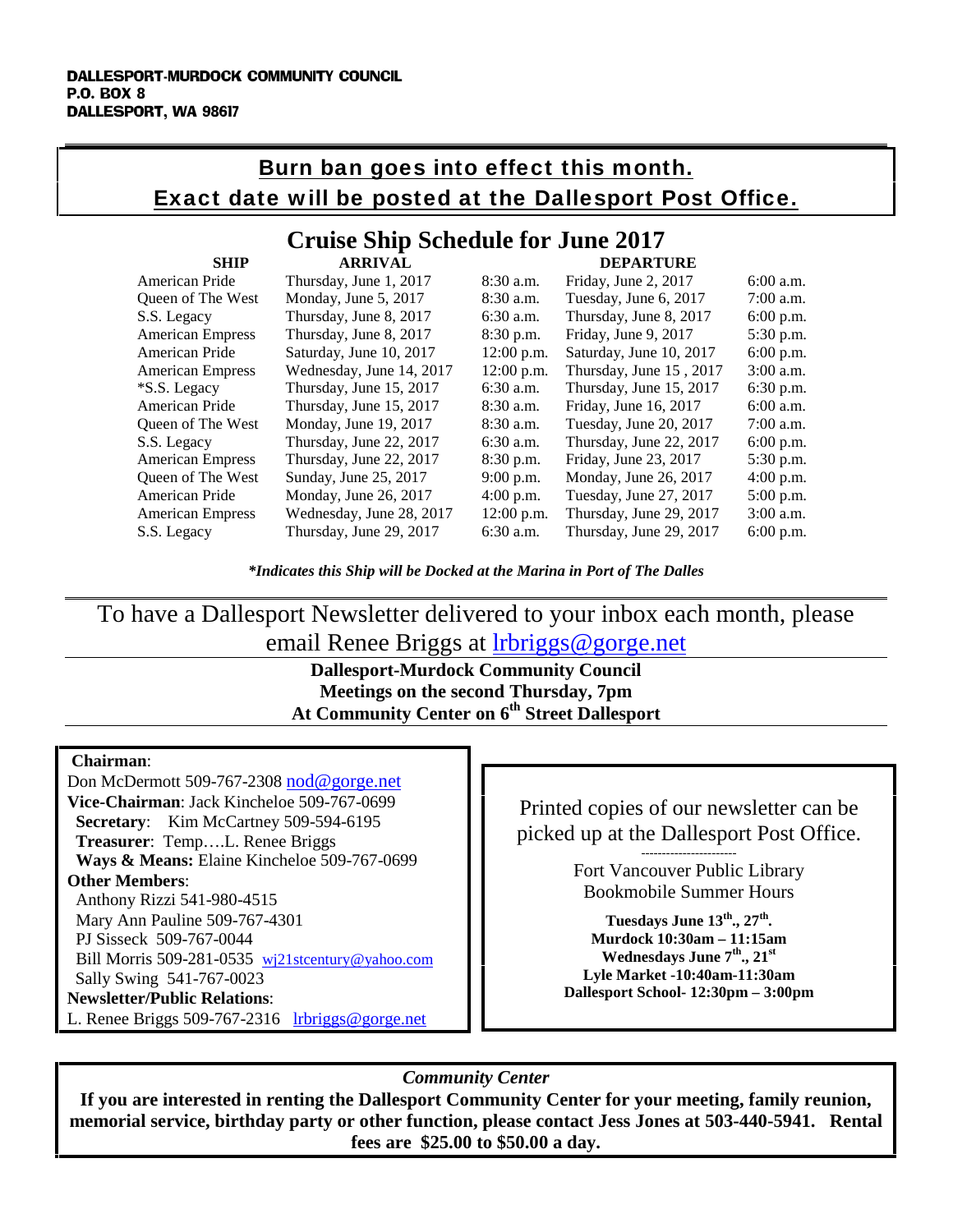**DALLESPORT-MURDOCK COMMUNITY COUNCIL**
**P.O. BOX 8**
**DALLESPORT, WA 98617**

## Burn ban goes into effect this month. Exact date will be posted at the Dallesport Post Office.

# Cruise Ship Schedule for June 2017

| SHIP | ARRIVAL | | DEPARTURE | |
|---|---|---|---|---|
| American Pride | Thursday, June 1, 2017 | 8:30 a.m. | Friday, June 2, 2017 | 6:00 a.m. |
| Queen of The West | Monday, June 5, 2017 | 8:30 a.m. | Tuesday, June 6, 2017 | 7:00 a.m. |
| S.S. Legacy | Thursday, June 8, 2017 | 6:30 a.m. | Thursday, June 8, 2017 | 6:00 p.m. |
| American Empress | Thursday, June 8, 2017 | 8:30 p.m. | Friday, June 9, 2017 | 5:30 p.m. |
| American Pride | Saturday, June 10, 2017 | 12:00 p.m. | Saturday, June 10, 2017 | 6:00 p.m. |
| American Empress | Wednesday, June 14, 2017 | 12:00 p.m. | Thursday, June 15 , 2017 | 3:00 a.m. |
| *S.S. Legacy | Thursday, June 15, 2017 | 6:30 a.m. | Thursday, June 15, 2017 | 6:30 p.m. |
| American Pride | Thursday, June 15, 2017 | 8:30 a.m. | Friday, June 16, 2017 | 6:00 a.m. |
| Queen of The West | Monday, June 19, 2017 | 8:30 a.m. | Tuesday, June 20, 2017 | 7:00 a.m. |
| S.S. Legacy | Thursday, June 22, 2017 | 6:30 a.m. | Thursday, June 22, 2017 | 6:00 p.m. |
| American Empress | Thursday, June 22, 2017 | 8:30 p.m. | Friday, June 23, 2017 | 5:30 p.m. |
| Queen of The West | Sunday, June 25, 2017 | 9:00 p.m. | Monday, June 26, 2017 | 4:00 p.m. |
| American Pride | Monday, June 26, 2017 | 4:00 p.m. | Tuesday, June 27, 2017 | 5:00 p.m. |
| American Empress | Wednesday, June 28, 2017 | 12:00 p.m. | Thursday, June 29, 2017 | 3:00 a.m. |
| S.S. Legacy | Thursday, June 29, 2017 | 6:30 a.m. | Thursday, June 29, 2017 | 6:00 p.m. |

***Indicates this Ship will be Docked at the Marina in Port of The Dalles***

To have a Dallesport Newsletter delivered to your inbox each month, please email Renee Briggs at lrbriggs@gorge.net

**Dallesport-Murdock Community Council**
**Meetings on the second Thursday, 7pm**
**At Community Center on 6th Street Dallesport**

**Chairman**:
Don McDermott 509-767-2308 nod@gorge.net
**Vice-Chairman**: Jack Kincheloe 509-767-0699
**Secretary**: Kim McCartney 509-594-6195
**Treasurer**: Temp….L. Renee Briggs
**Ways & Means:** Elaine Kincheloe 509-767-0699
**Other Members**:
Anthony Rizzi 541-980-4515
Mary Ann Pauline 509-767-4301
PJ Sisseck 509-767-0044
Bill Morris 509-281-0535 wj21stcentury@yahoo.com
Sally Swing 541-767-0023
**Newsletter/Public Relations**:
L. Renee Briggs 509-767-2316 lrbriggs@gorge.net

Printed copies of our newsletter can be picked up at the Dallesport Post Office.

Fort Vancouver Public Library
Bookmobile Summer Hours

**Tuesdays June 13th., 27th.**
**Murdock 10:30am – 11:15am**
**Wednesdays June 7th., 21st**
**Lyle Market -10:40am-11:30am**
**Dallesport School- 12:30pm – 3:00pm**

***Community Center***

**If you are interested in renting the Dallesport Community Center for your meeting, family reunion, memorial service, birthday party or other function, please contact Jess Jones at 503-440-5941. Rental fees are $25.00 to $50.00 a day.**